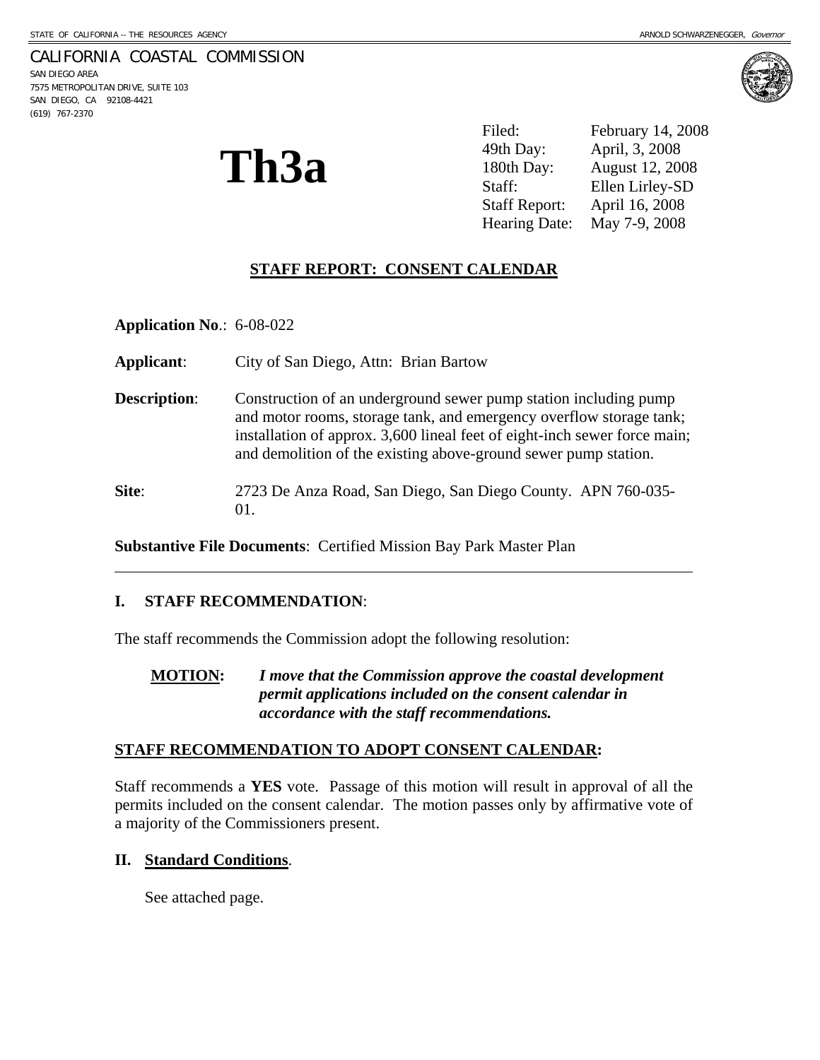STATE OF CALIFORNIA -- THE RESOURCES AGENCY ARNOLD SCHWARZENEGGER, *Governor*

CALIFORNIA COASTAL COMMISSION
SAN DIEGO AREA
7575 METROPOLITAN DRIVE, SUITE 103
SAN DIEGO, CA 92108-4421
(619) 767-2370

# Th3a

| | |
|---|---|
| Filed: | February 14, 2008 |
| 49th Day: | April, 3, 2008 |
| 180th Day: | August 12, 2008 |
| Staff: | Ellen Lirley-SD |
| Staff Report: | April 16, 2008 |
| Hearing Date: | May 7-9, 2008 |

## STAFF REPORT: CONSENT CALENDAR

**Application No**.: 6-08-022

**Applicant**: City of San Diego, Attn: Brian Bartow

**Description**: Construction of an underground sewer pump station including pump and motor rooms, storage tank, and emergency overflow storage tank; installation of approx. 3,600 lineal feet of eight-inch sewer force main; and demolition of the existing above-ground sewer pump station.

**Site**: 2723 De Anza Road, San Diego, San Diego County. APN 760-035-01.

**Substantive File Documents**: Certified Mission Bay Park Master Plan

---

## I. STAFF RECOMMENDATION:

The staff recommends the Commission adopt the following resolution:

**MOTION:** ***I move that the Commission approve the coastal development permit applications included on the consent calendar in accordance with the staff recommendations.***

**STAFF RECOMMENDATION TO ADOPT CONSENT CALENDAR:**

Staff recommends a **YES** vote. Passage of this motion will result in approval of all the permits included on the consent calendar. The motion passes only by affirmative vote of a majority of the Commissioners present.

## II. Standard Conditions.

See attached page.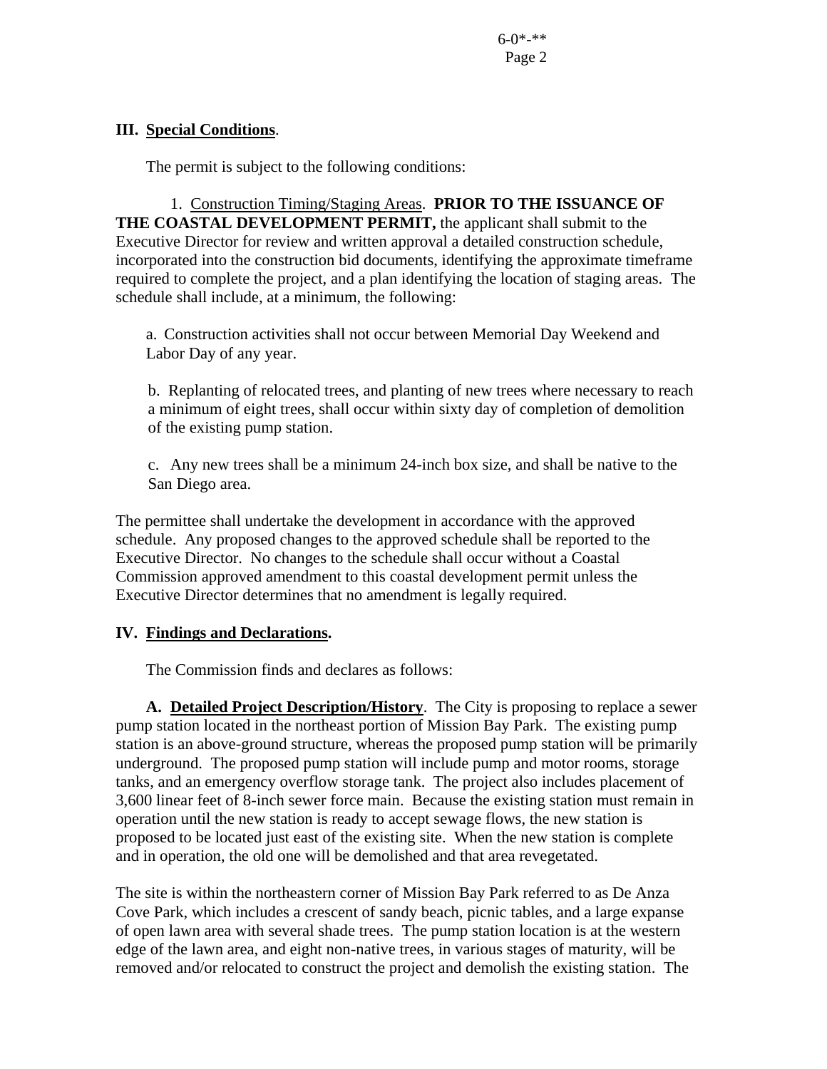## III. Special Conditions.

The permit is subject to the following conditions:

1. Construction Timing/Staging Areas. **PRIOR TO THE ISSUANCE OF THE COASTAL DEVELOPMENT PERMIT,** the applicant shall submit to the Executive Director for review and written approval a detailed construction schedule, incorporated into the construction bid documents, identifying the approximate timeframe required to complete the project, and a plan identifying the location of staging areas. The schedule shall include, at a minimum, the following:

   a. Construction activities shall not occur between Memorial Day Weekend and Labor Day of any year.

   b. Replanting of relocated trees, and planting of new trees where necessary to reach a minimum of eight trees, shall occur within sixty day of completion of demolition of the existing pump station.

   c. Any new trees shall be a minimum 24-inch box size, and shall be native to the San Diego area.

The permittee shall undertake the development in accordance with the approved schedule. Any proposed changes to the approved schedule shall be reported to the Executive Director. No changes to the schedule shall occur without a Coastal Commission approved amendment to this coastal development permit unless the Executive Director determines that no amendment is legally required.

## IV. Findings and Declarations.

The Commission finds and declares as follows:

**A. Detailed Project Description/History**. The City is proposing to replace a sewer pump station located in the northeast portion of Mission Bay Park. The existing pump station is an above-ground structure, whereas the proposed pump station will be primarily underground. The proposed pump station will include pump and motor rooms, storage tanks, and an emergency overflow storage tank. The project also includes placement of 3,600 linear feet of 8-inch sewer force main. Because the existing station must remain in operation until the new station is ready to accept sewage flows, the new station is proposed to be located just east of the existing site. When the new station is complete and in operation, the old one will be demolished and that area revegetated.

The site is within the northeastern corner of Mission Bay Park referred to as De Anza Cove Park, which includes a crescent of sandy beach, picnic tables, and a large expanse of open lawn area with several shade trees. The pump station location is at the western edge of the lawn area, and eight non-native trees, in various stages of maturity, will be removed and/or relocated to construct the project and demolish the existing station. The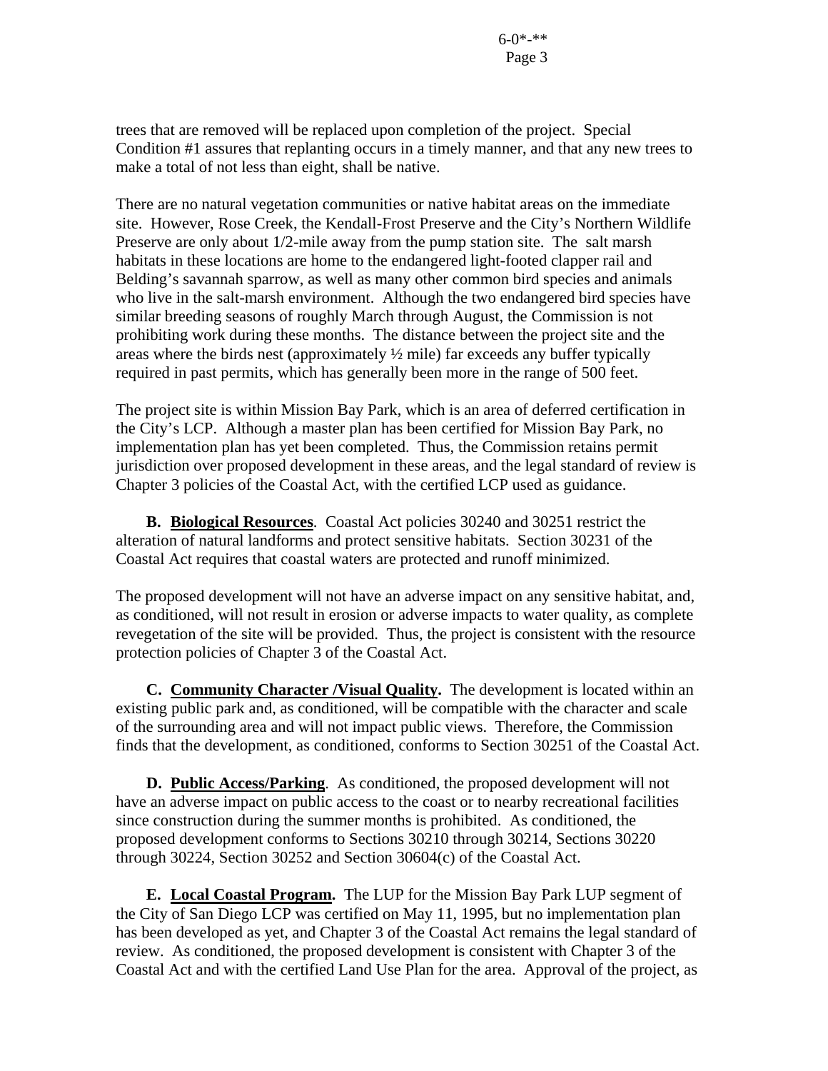trees that are removed will be replaced upon completion of the project. Special Condition #1 assures that replanting occurs in a timely manner, and that any new trees to make a total of not less than eight, shall be native.

There are no natural vegetation communities or native habitat areas on the immediate site. However, Rose Creek, the Kendall-Frost Preserve and the City's Northern Wildlife Preserve are only about 1/2-mile away from the pump station site. The salt marsh habitats in these locations are home to the endangered light-footed clapper rail and Belding's savannah sparrow, as well as many other common bird species and animals who live in the salt-marsh environment. Although the two endangered bird species have similar breeding seasons of roughly March through August, the Commission is not prohibiting work during these months. The distance between the project site and the areas where the birds nest (approximately ½ mile) far exceeds any buffer typically required in past permits, which has generally been more in the range of 500 feet.

The project site is within Mission Bay Park, which is an area of deferred certification in the City's LCP. Although a master plan has been certified for Mission Bay Park, no implementation plan has yet been completed. Thus, the Commission retains permit jurisdiction over proposed development in these areas, and the legal standard of review is Chapter 3 policies of the Coastal Act, with the certified LCP used as guidance.

**B. Biological Resources**. Coastal Act policies 30240 and 30251 restrict the alteration of natural landforms and protect sensitive habitats. Section 30231 of the Coastal Act requires that coastal waters are protected and runoff minimized.

The proposed development will not have an adverse impact on any sensitive habitat, and, as conditioned, will not result in erosion or adverse impacts to water quality, as complete revegetation of the site will be provided. Thus, the project is consistent with the resource protection policies of Chapter 3 of the Coastal Act.

**C. Community Character /Visual Quality.** The development is located within an existing public park and, as conditioned, will be compatible with the character and scale of the surrounding area and will not impact public views. Therefore, the Commission finds that the development, as conditioned, conforms to Section 30251 of the Coastal Act.

**D. Public Access/Parking**. As conditioned, the proposed development will not have an adverse impact on public access to the coast or to nearby recreational facilities since construction during the summer months is prohibited. As conditioned, the proposed development conforms to Sections 30210 through 30214, Sections 30220 through 30224, Section 30252 and Section 30604(c) of the Coastal Act.

**E. Local Coastal Program.** The LUP for the Mission Bay Park LUP segment of the City of San Diego LCP was certified on May 11, 1995, but no implementation plan has been developed as yet, and Chapter 3 of the Coastal Act remains the legal standard of review. As conditioned, the proposed development is consistent with Chapter 3 of the Coastal Act and with the certified Land Use Plan for the area. Approval of the project, as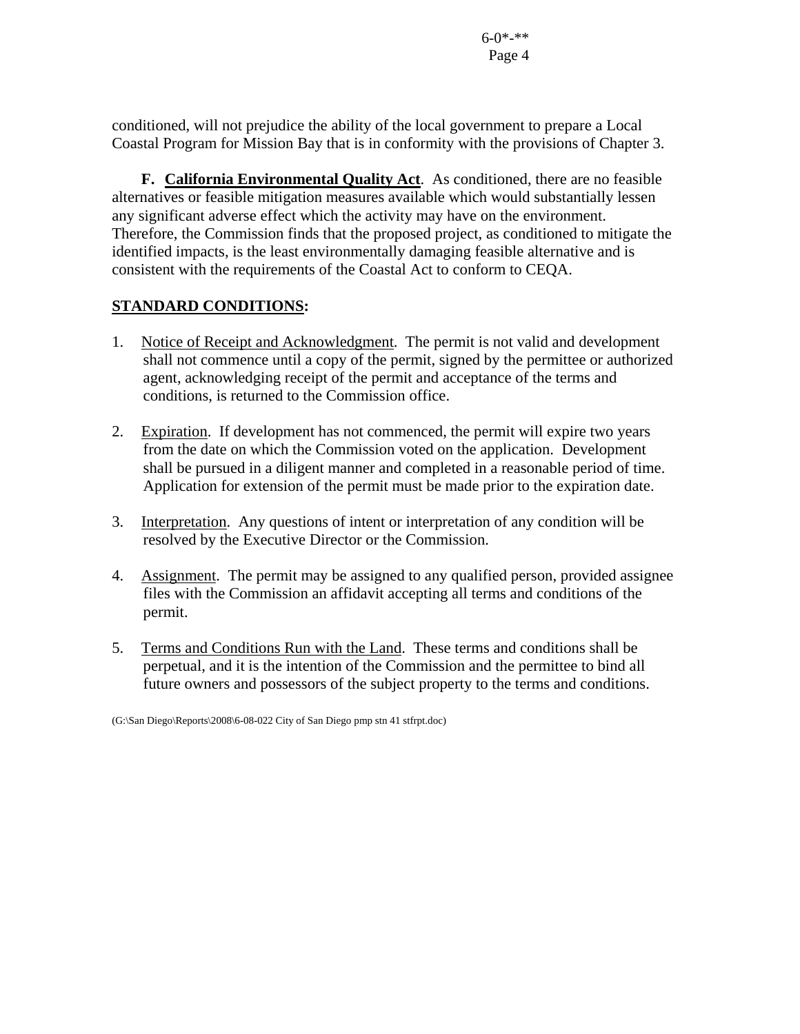conditioned, will not prejudice the ability of the local government to prepare a Local Coastal Program for Mission Bay that is in conformity with the provisions of Chapter 3.

**F. California Environmental Quality Act**. As conditioned, there are no feasible alternatives or feasible mitigation measures available which would substantially lessen any significant adverse effect which the activity may have on the environment. Therefore, the Commission finds that the proposed project, as conditioned to mitigate the identified impacts, is the least environmentally damaging feasible alternative and is consistent with the requirements of the Coastal Act to conform to CEQA.

**STANDARD CONDITIONS:**

1. Notice of Receipt and Acknowledgment. The permit is not valid and development shall not commence until a copy of the permit, signed by the permittee or authorized agent, acknowledging receipt of the permit and acceptance of the terms and conditions, is returned to the Commission office.

2. Expiration. If development has not commenced, the permit will expire two years from the date on which the Commission voted on the application. Development shall be pursued in a diligent manner and completed in a reasonable period of time. Application for extension of the permit must be made prior to the expiration date.

3. Interpretation. Any questions of intent or interpretation of any condition will be resolved by the Executive Director or the Commission.

4. Assignment. The permit may be assigned to any qualified person, provided assignee files with the Commission an affidavit accepting all terms and conditions of the permit.

5. Terms and Conditions Run with the Land. These terms and conditions shall be perpetual, and it is the intention of the Commission and the permittee to bind all future owners and possessors of the subject property to the terms and conditions.

(G:\San Diego\Reports\2008\6-08-022 City of San Diego pmp stn 41 stfrpt.doc)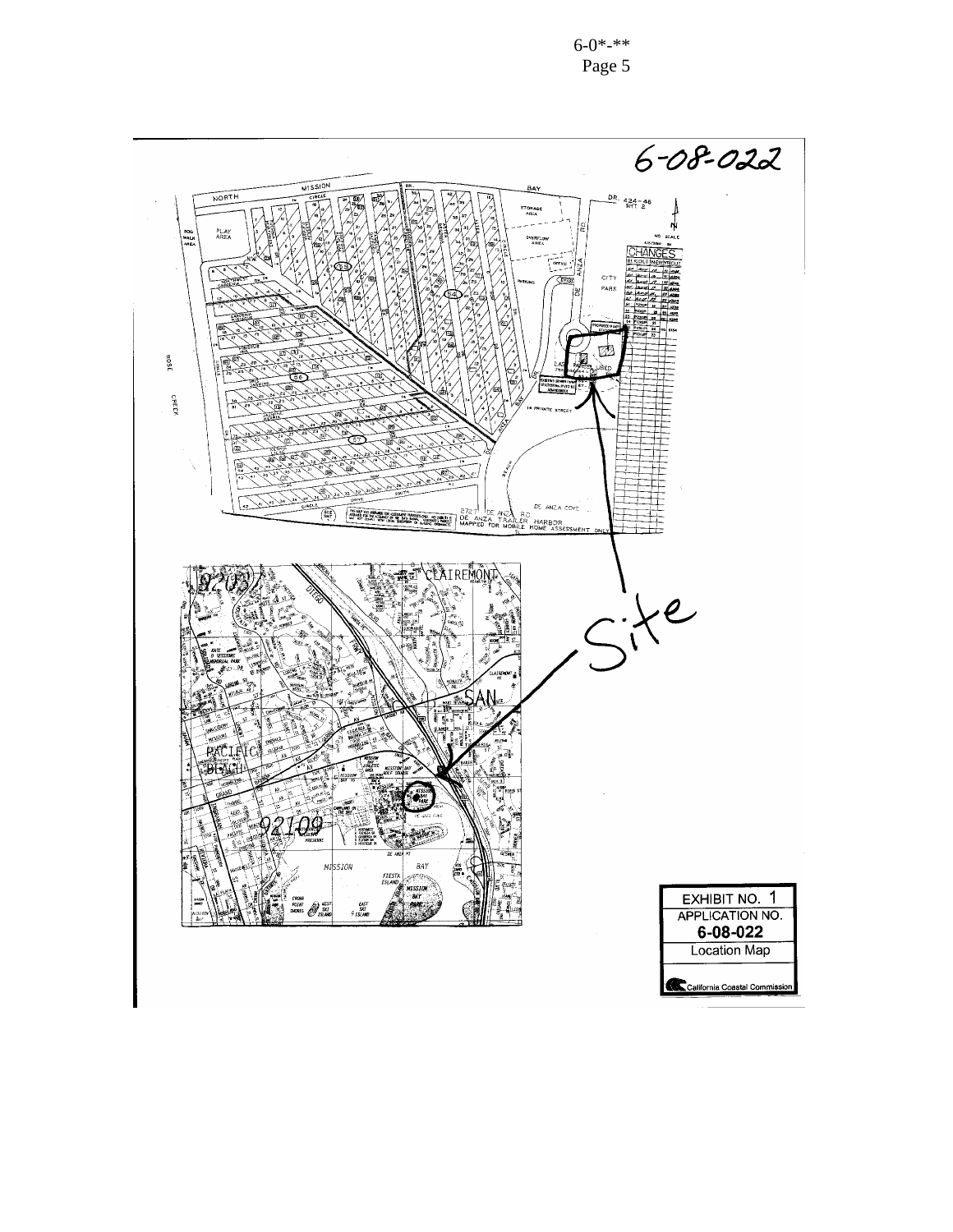6-08-022

Site

| EXHIBIT NO. 1 |
| --- |
| APPLICATION NO. 6-08-022 |
| Location Map |
| California Coastal Commission |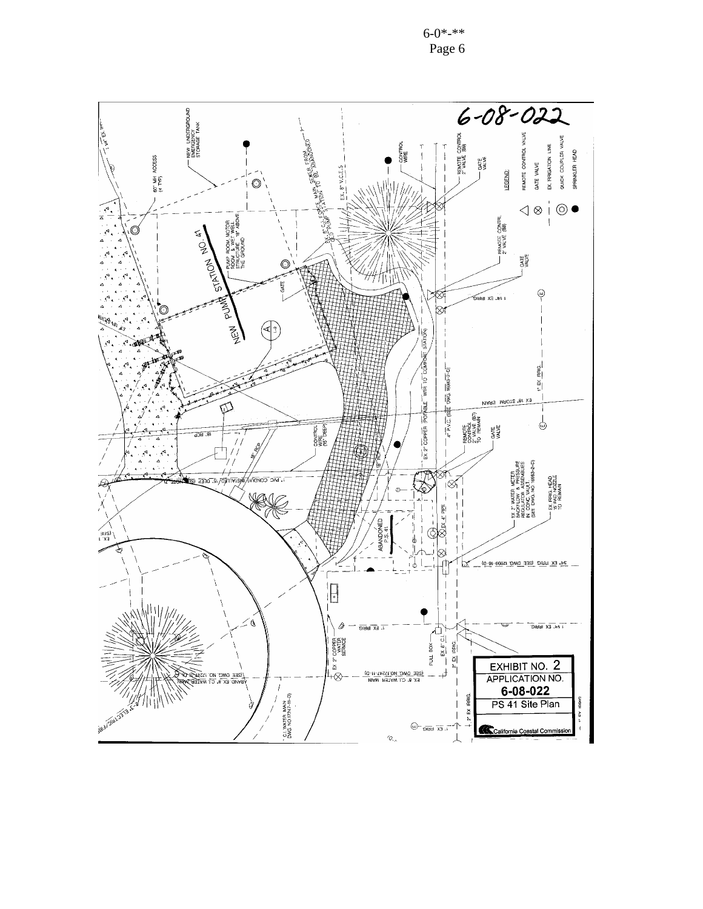6-08-022

NEW PUMP STATION NO. 41

NEW UNDERGROUND EMERGENCY STORAGE TANK

60" MH ACCESS (4 TYP)

PUMP ROOM, MOTOR ROOM & WET WELL STRUCTURE 18" ABOVE THE GROUND

EX. 8" C.I. FORCE MAIN SEWER FROM OLD PUMP STATION TO BE ABANDONED

EX. 8" V.C.I.S

CONTROL WIRE

REMOTE CONTROL 2" VALVE (B9)

GATE VALVE

REMOTE CONTROL 2" VALVE (B8)

GATE VALVE

GATE

1 1/4" EX IRRIG

1" EX IRRIG

EX 18" STORM DRAIN

EX 2" COPPER (POTABLE WTR TO COMFORT STATION)

4" P.V.C. (SEE DWG 16983-2-D)

CONTROL WIRE (15" DEEP)

18" RCP

REMOTE CONTROL 2" VALVE (B7) TO REMAIN

GATE VALVE

1" PVC CONDUIT INSTALLED 15" DEEP (SEE NOTE 7)

EX 2" WATER METER BACKFLOW & PRESSURE REGULATOR ASSEMBLIES IN CONC VAULT (SEE DWG NO 16983-2-D)

EX IRRIG HEAD 15 PAD NOZZLE TO REMAIN

EX 4" PIPE

ABANDONED P.S. 41

3/4" EX IRRIG (SEE DWG 12699-16-D)

1" EX IRRIG

1 1/4" EX IRRIG

EX 2" COPPER WATER SERVICE

PULL BOX

EX 8" C.I.

2" EX IRRIG

EX 8" C.I. WATER MAIN (SEE DWG NO 17247-11-D)

ABAND EX 8" C.I. WATER MAIN (SEE DWG NO 17247-11-D)

C.I. WATER MAIN DWG NO 17247-11-D

1" EX IRRIG

2" EX IRRIG

1" EX IRRIG

LEGEND:

- REMOTE CONTROL VALVE
- GATE VALVE
- EX. IRRIGATION LINE
- QUICK COUPLER VALVE
- SPRINKLER HEAD

EXHIBIT NO. 2

APPLICATION NO.

6-08-022

PS 41 Site Plan

California Coastal Commission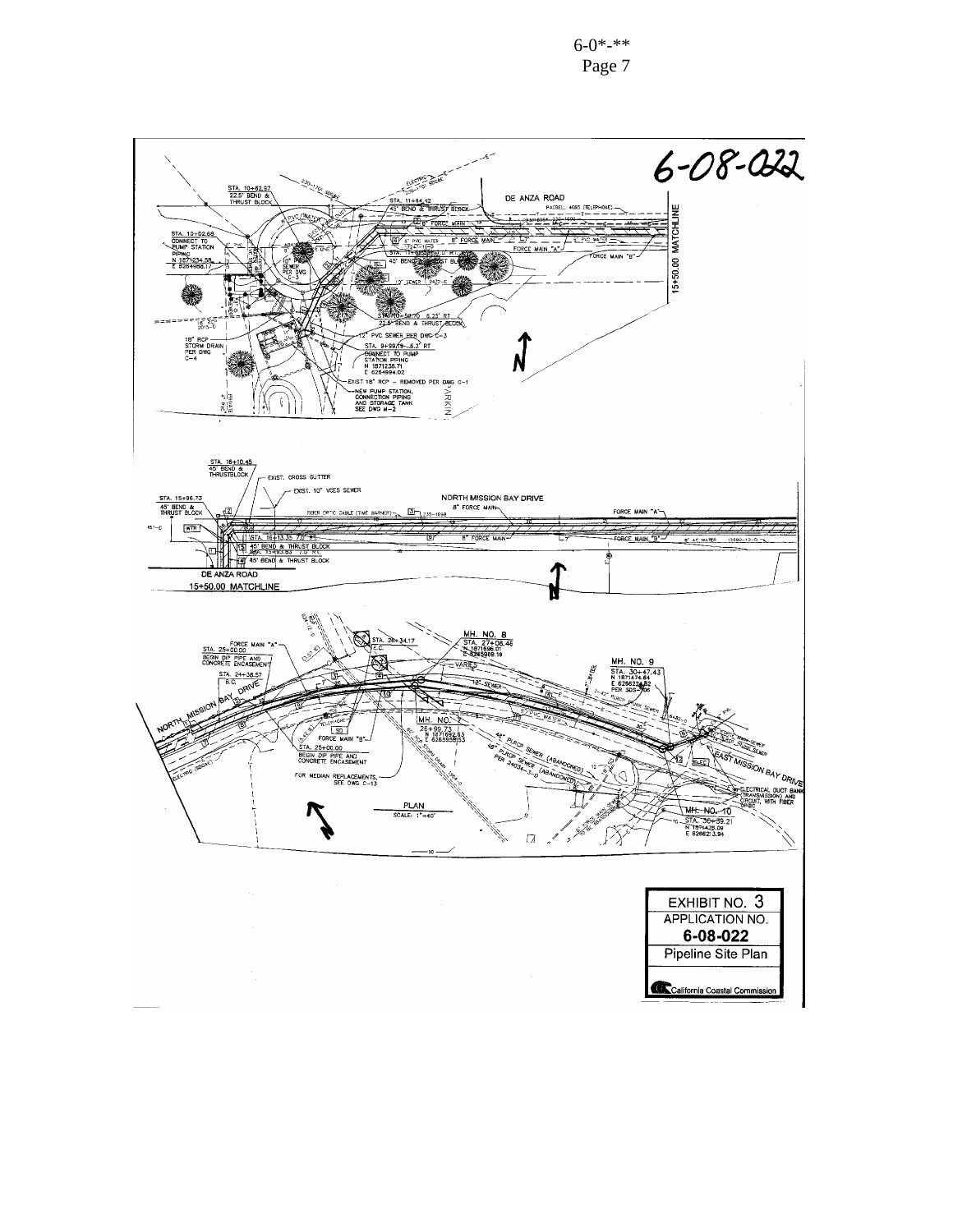6-08-022

DE ANZA ROAD

STA. 10+62.97
22.5° BEND &
THRUST BLOCK

STA. 11+64.42
45° BEND & THRUST BLOCK

STA. 10+02.68
CONNECT TO
PUMP STATION
PIPING
N 1871234.58
E 6264988.17

10" SEWER PER DWG C-3

FORCE MAIN "A"

FORCE MAIN "B"

15+50.00 MATCHLINE

STA. 10+58.70 6.25' RT
22.5° BEND & THRUST BLOCK

12" PVC SEWER PER DWG C-3

18" RCP STORM DRAIN PER DWG C-4

STA. 9+99.19 6.2' RT
CONNECT TO PUMP
STATION PIPING
N 1871238.71
E 6264994.02

EXIST 18" RCP – REMOVED PER DWG C-1

NEW PUMP STATION,
CONNECTION PIPING
AND STORAGE TANK
SEE DWG M-2

STA. 16+10.45
45° BEND &
THRUSTBLOCK

EXIST. CROSS GUTTER

EXIST. 10" VCES SEWER

STA. 15+96.73
45° BEND &
THRUST BLOCK

NORTH MISSION BAY DRIVE

8" FORCE MAIN

FIBER OPTIC CABLE (TIME WARNER)

FORCE MAIN "A"

STA. 16+13.35 7.0' RT
45° BEND & THRUST BLOCK

45° BEND & THRUST BLOCK

8" FORCE MAIN

FORCE MAIN "B"

DE ANZA ROAD

15+50.00 MATCHLINE

FORCE MAIN "A"
STA. 25+00.00
BEGIN DIP PIPE AND
CONCRETE ENCASEMENT

STA. 24+38.57
B.C.

STA. 26+34.17
E.C.

MH. NO. 8
STA. 27+06.46
N 1871696.01
E 6265969.19

MH. NO. 9
STA. 30+47.43
N 1871474.64
E 6266224.82
PER SDS-106

NORTH MISSION BAY DRIVE

MH. NO. 7
26+99.73
N 1871692.83
E 6265958.53

FORCE MAIN "B"
STA. 25+00.00
BEGIN DIP PIPE AND
CONCRETE ENCASEMENT

FOR MEDIAN REPLACEMENTS,
SEE DWG C-13

48" PLRCP SEWER (ABANDONED)

EAST MISSION BAY DRIVE

ELECTRICAL DUCT BANK
(TRANSMISSION) AND
CIRCUIT, WITH FIBER
OPTIC

MH. NO. 10
STA. 30+39.21
N 1871425.09
E 6266213.94

PLAN
SCALE: 1"=40'

EXHIBIT NO. 3
APPLICATION NO.
6-08-022
Pipeline Site Plan
California Coastal Commission